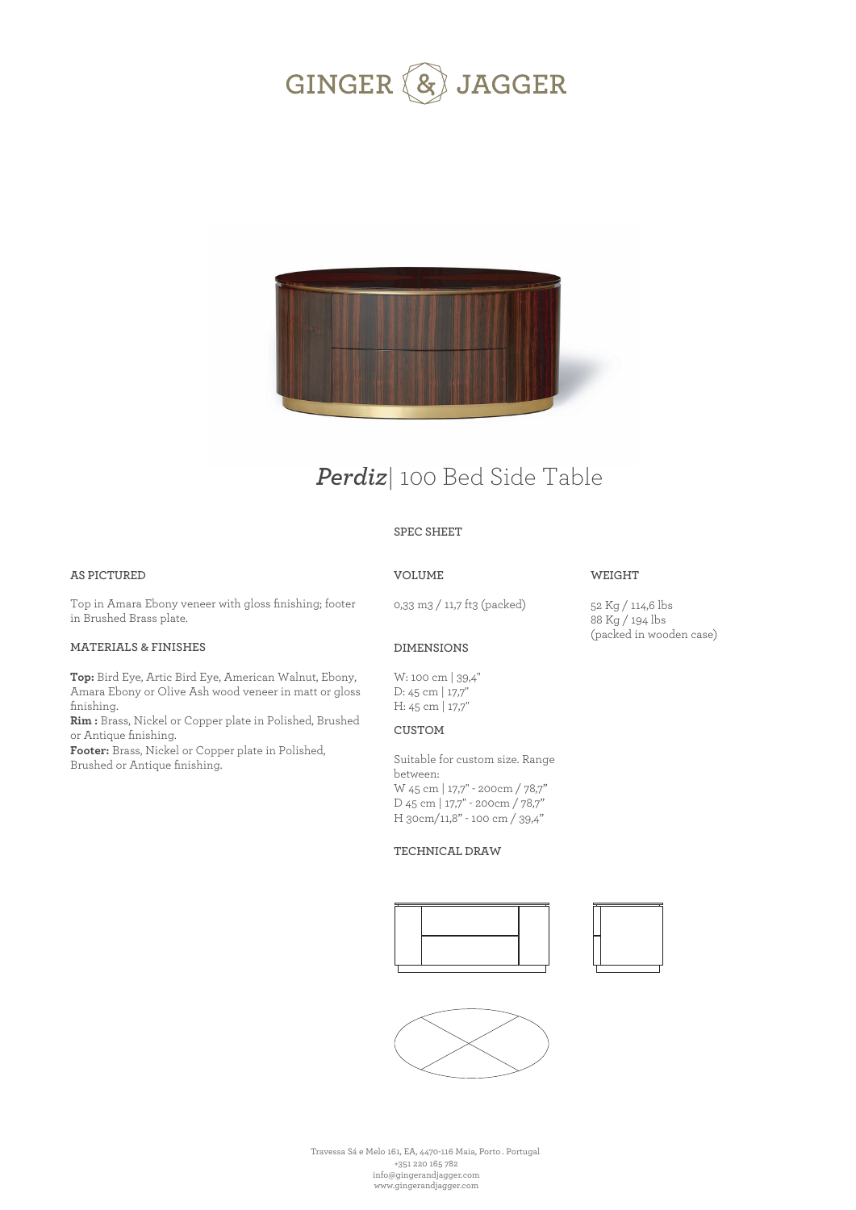# GINGER & JAGGER

## *Perdiz*| 100 Bed Side Table

SPEC SHEET

### AS PICTURED

Top in Amara Ebony veneer with gloss finishing; footer in Brushed Brass plate.

### MATERIALS & FINISHES

**Top:** Bird Eye, Artic Bird Eye, American Walnut, Ebony, Amara Ebony or Olive Ash wood veneer in matt or gloss finishing.
**Rim :** Brass, Nickel or Copper plate in Polished, Brushed or Antique finishing.
**Footer:** Brass, Nickel or Copper plate in Polished, Brushed or Antique finishing.

### VOLUME

0,33 m3 / 11,7 ft3 (packed)

### DIMENSIONS

W: 100 cm | 39,4"
D: 45 cm | 17,7"
H: 45 cm | 17,7"

### CUSTOM

Suitable for custom size. Range between:
W 45 cm | 17,7" - 200cm / 78,7"
D 45 cm | 17,7" - 200cm / 78,7"
H 30cm/11,8" - 100 cm / 39,4"

### TECHNICAL DRAW

### WEIGHT

52 Kg / 114,6 lbs
88 Kg / 194 lbs
(packed in wooden case)

Travessa Sá e Melo 161, EA, 4470-116 Maia, Porto . Portugal
+351 220 165 782
info@gingerandjagger.com
www.gingerandjagger.com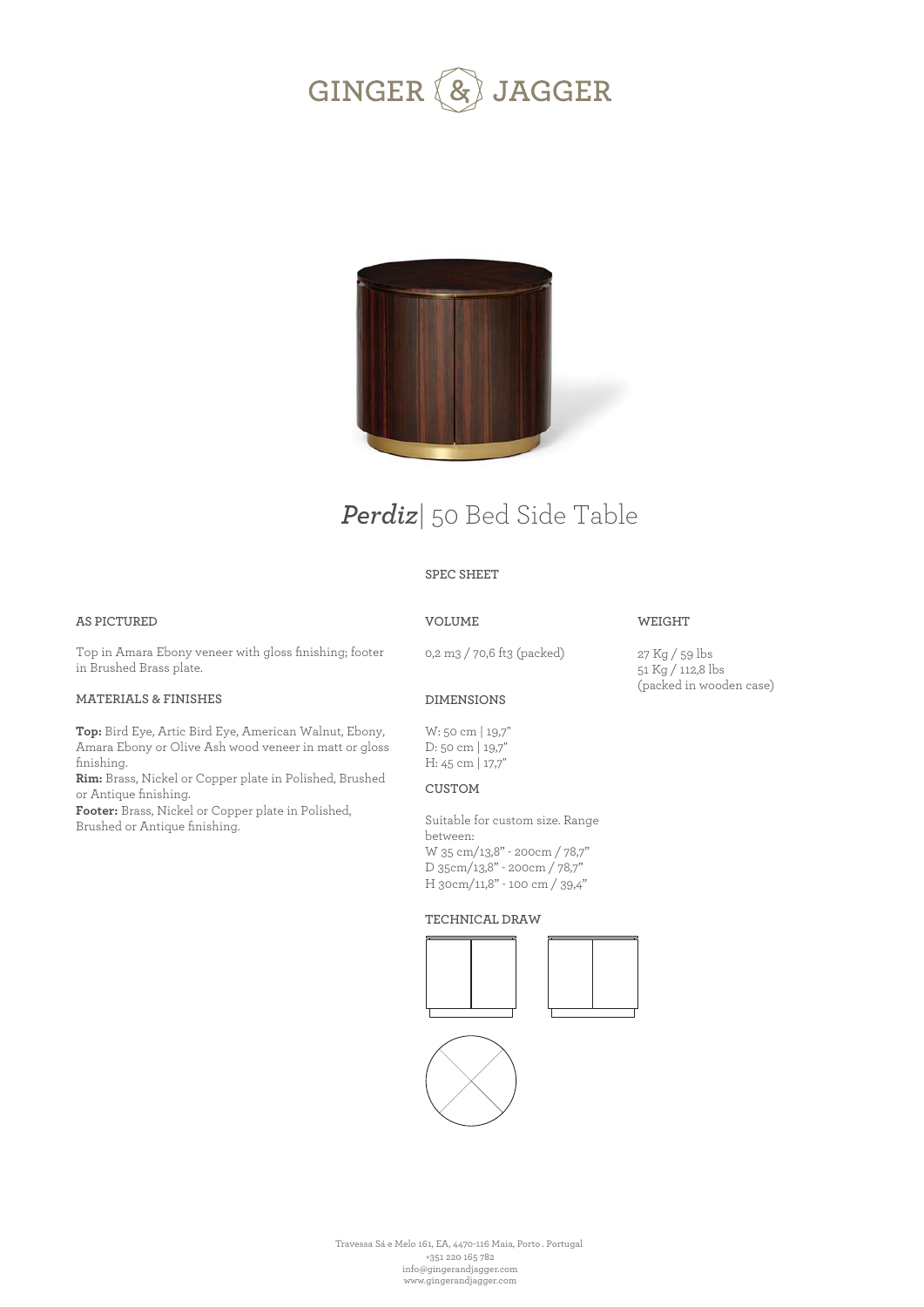# GINGER & JAGGER

## *Perdiz*| 50 Bed Side Table

### SPEC SHEET

**AS PICTURED**

Top in Amara Ebony veneer with gloss finishing; footer in Brushed Brass plate.

**MATERIALS & FINISHES**

**Top:** Bird Eye, Artic Bird Eye, American Walnut, Ebony, Amara Ebony or Olive Ash wood veneer in matt or gloss finishing.
**Rim:** Brass, Nickel or Copper plate in Polished, Brushed or Antique finishing.
**Footer:** Brass, Nickel or Copper plate in Polished, Brushed or Antique finishing.

**VOLUME**

0,2 m3 / 70,6 ft3 (packed)

**DIMENSIONS**

W: 50 cm | 19,7"
D: 50 cm | 19,7"
H: 45 cm | 17,7"

**CUSTOM**

Suitable for custom size. Range between:
W 35 cm/13,8" - 200cm / 78,7"
D 35cm/13,8" - 200cm / 78,7"
H 30cm/11,8" - 100 cm / 39,4"

**TECHNICAL DRAW**

**WEIGHT**

27 Kg / 59 lbs
51 Kg / 112,8 lbs
(packed in wooden case)

Travessa Sá e Melo 161, EA, 4470-116 Maia, Porto . Portugal
+351 220 165 782
info@gingerandjagger.com
www.gingerandjagger.com